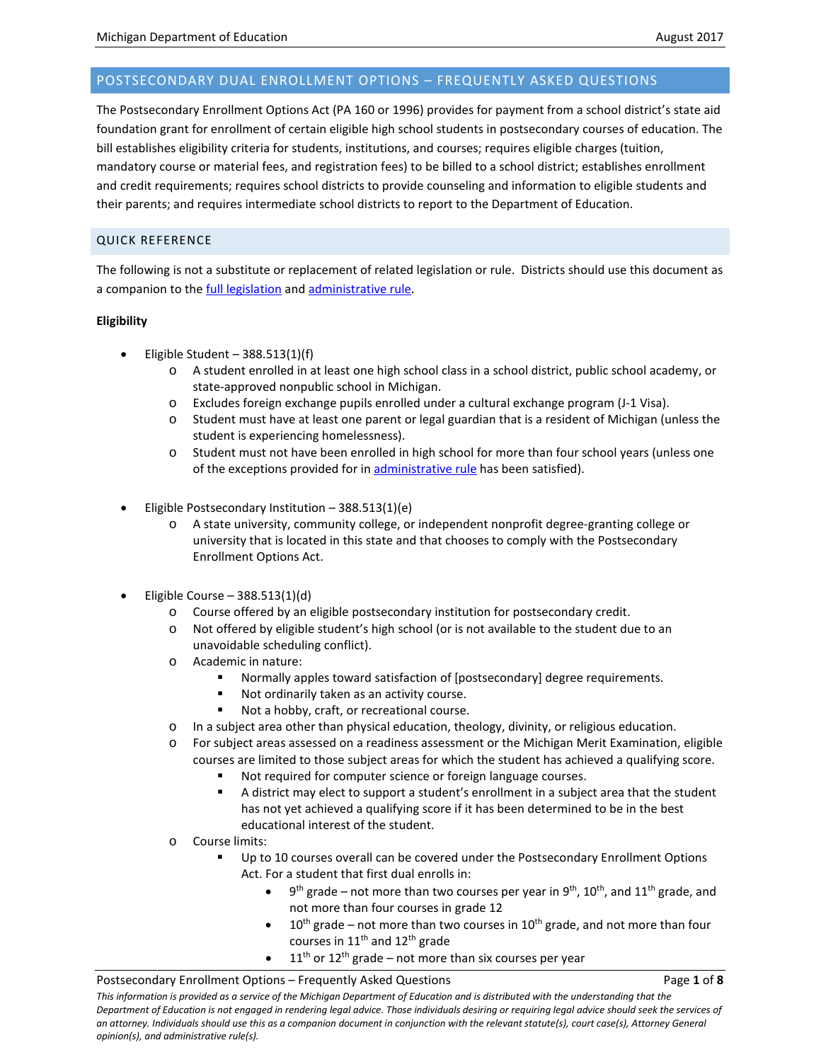## POSTSECONDARY DUAL ENROLLMENT OPTIONS – FREQUENTLY ASKED QUESTIONS

The Postsecondary Enrollment Options Act (PA 160 or 1996) provides for payment from a school district's state aid foundation grant for enrollment of certain eligible high school students in postsecondary courses of education. The bill establishes eligibility criteria for students, institutions, and courses; requires eligible charges (tuition, mandatory course or material fees, and registration fees) to be billed to a school district; establishes enrollment and credit requirements; requires school districts to provide counseling and information to eligible students and their parents; and requires intermediate school districts to report to the Department of Education.

### QUICK REFERENCE

The following is not a substitute or replacement of related legislation or rule. Districts should use this document as a companion to the full legislation and administrative rule.

**Eligibility**

- Eligible Student – 388.513(1)(f)
  - A student enrolled in at least one high school class in a school district, public school academy, or state-approved nonpublic school in Michigan.
  - Excludes foreign exchange pupils enrolled under a cultural exchange program (J-1 Visa).
  - Student must have at least one parent or legal guardian that is a resident of Michigan (unless the student is experiencing homelessness).
  - Student must not have been enrolled in high school for more than four school years (unless one of the exceptions provided for in administrative rule has been satisfied).

- Eligible Postsecondary Institution – 388.513(1)(e)
  - A state university, community college, or independent nonprofit degree-granting college or university that is located in this state and that chooses to comply with the Postsecondary Enrollment Options Act.

- Eligible Course – 388.513(1)(d)
  - Course offered by an eligible postsecondary institution for postsecondary credit.
  - Not offered by eligible student's high school (or is not available to the student due to an unavoidable scheduling conflict).
  - Academic in nature:
    - Normally apples toward satisfaction of [postsecondary] degree requirements.
    - Not ordinarily taken as an activity course.
    - Not a hobby, craft, or recreational course.
  - In a subject area other than physical education, theology, divinity, or religious education.
  - For subject areas assessed on a readiness assessment or the Michigan Merit Examination, eligible courses are limited to those subject areas for which the student has achieved a qualifying score.
    - Not required for computer science or foreign language courses.
    - A district may elect to support a student's enrollment in a subject area that the student has not yet achieved a qualifying score if it has been determined to be in the best educational interest of the student.
  - Course limits:
    - Up to 10 courses overall can be covered under the Postsecondary Enrollment Options Act. For a student that first dual enrolls in:
      - 9th grade – not more than two courses per year in 9th, 10th, and 11th grade, and not more than four courses in grade 12
      - 10th grade – not more than two courses in 10th grade, and not more than four courses in 11th and 12th grade
      - 11th or 12th grade – not more than six courses per year

*This information is provided as a service of the Michigan Department of Education and is distributed with the understanding that the Department of Education is not engaged in rendering legal advice. Those individuals desiring or requiring legal advice should seek the services of an attorney. Individuals should use this as a companion document in conjunction with the relevant statute(s), court case(s), Attorney General opinion(s), and administrative rule(s).*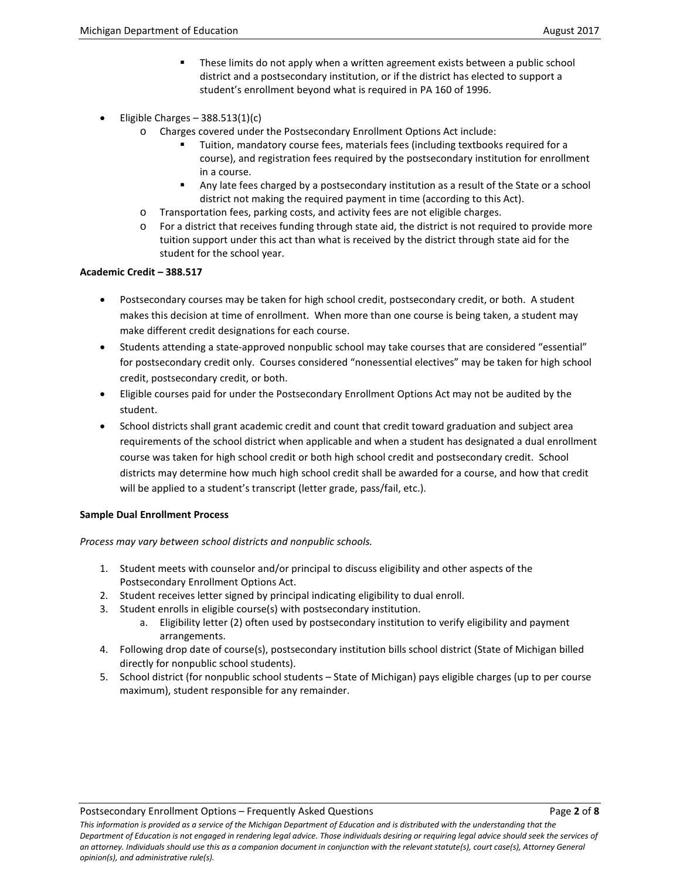- These limits do not apply when a written agreement exists between a public school district and a postsecondary institution, or if the district has elected to support a student's enrollment beyond what is required in PA 160 of 1996.

- Eligible Charges – 388.513(1)(c)
  - Charges covered under the Postsecondary Enrollment Options Act include:
    - Tuition, mandatory course fees, materials fees (including textbooks required for a course), and registration fees required by the postsecondary institution for enrollment in a course.
    - Any late fees charged by a postsecondary institution as a result of the State or a school district not making the required payment in time (according to this Act).
  - Transportation fees, parking costs, and activity fees are not eligible charges.
  - For a district that receives funding through state aid, the district is not required to provide more tuition support under this act than what is received by the district through state aid for the student for the school year.

**Academic Credit – 388.517**

- Postsecondary courses may be taken for high school credit, postsecondary credit, or both. A student makes this decision at time of enrollment. When more than one course is being taken, a student may make different credit designations for each course.
- Students attending a state-approved nonpublic school may take courses that are considered "essential" for postsecondary credit only. Courses considered "nonessential electives" may be taken for high school credit, postsecondary credit, or both.
- Eligible courses paid for under the Postsecondary Enrollment Options Act may not be audited by the student.
- School districts shall grant academic credit and count that credit toward graduation and subject area requirements of the school district when applicable and when a student has designated a dual enrollment course was taken for high school credit or both high school credit and postsecondary credit. School districts may determine how much high school credit shall be awarded for a course, and how that credit will be applied to a student's transcript (letter grade, pass/fail, etc.).

**Sample Dual Enrollment Process**

*Process may vary between school districts and nonpublic schools.*

1. Student meets with counselor and/or principal to discuss eligibility and other aspects of the Postsecondary Enrollment Options Act.
2. Student receives letter signed by principal indicating eligibility to dual enroll.
3. Student enrolls in eligible course(s) with postsecondary institution.
   a. Eligibility letter (2) often used by postsecondary institution to verify eligibility and payment arrangements.
4. Following drop date of course(s), postsecondary institution bills school district (State of Michigan billed directly for nonpublic school students).
5. School district (for nonpublic school students – State of Michigan) pays eligible charges (up to per course maximum), student responsible for any remainder.

*This information is provided as a service of the Michigan Department of Education and is distributed with the understanding that the Department of Education is not engaged in rendering legal advice. Those individuals desiring or requiring legal advice should seek the services of an attorney. Individuals should use this as a companion document in conjunction with the relevant statute(s), court case(s), Attorney General opinion(s), and administrative rule(s).*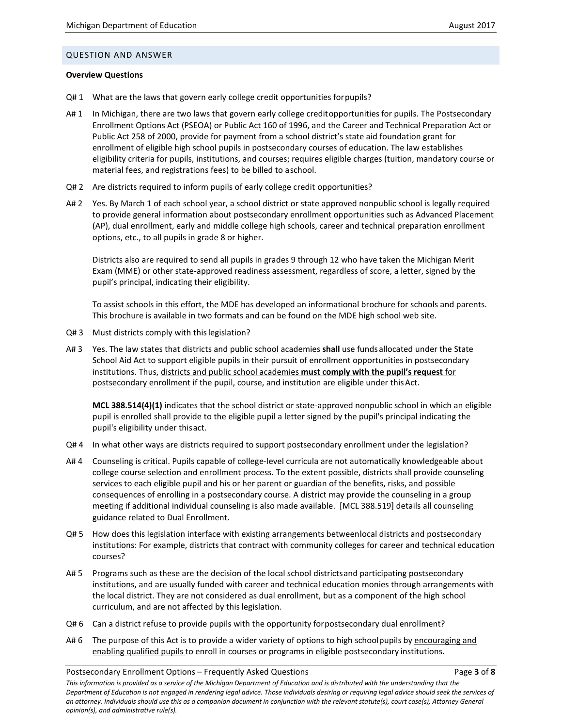## QUESTION AND ANSWER

**Overview Questions**

Q# 1 What are the laws that govern early college credit opportunities for pupils?

A# 1 In Michigan, there are two laws that govern early college credit opportunities for pupils. The Postsecondary Enrollment Options Act (PSEOA) or Public Act 160 of 1996, and the Career and Technical Preparation Act or Public Act 258 of 2000, provide for payment from a school district's state aid foundation grant for enrollment of eligible high school pupils in postsecondary courses of education. The law establishes eligibility criteria for pupils, institutions, and courses; requires eligible charges (tuition, mandatory course or material fees, and registrations fees) to be billed to a school.

Q# 2 Are districts required to inform pupils of early college credit opportunities?

A# 2 Yes. By March 1 of each school year, a school district or state approved nonpublic school is legally required to provide general information about postsecondary enrollment opportunities such as Advanced Placement (AP), dual enrollment, early and middle college high schools, career and technical preparation enrollment options, etc., to all pupils in grade 8 or higher.

Districts also are required to send all pupils in grades 9 through 12 who have taken the Michigan Merit Exam (MME) or other state-approved readiness assessment, regardless of score, a letter, signed by the pupil's principal, indicating their eligibility.

To assist schools in this effort, the MDE has developed an informational brochure for schools and parents. This brochure is available in two formats and can be found on the MDE high school web site.

Q# 3 Must districts comply with this legislation?

A# 3 Yes. The law states that districts and public school academies **shall** use funds allocated under the State School Aid Act to support eligible pupils in their pursuit of enrollment opportunities in postsecondary institutions. Thus, <u>districts and public school academies **must comply with the pupil's request** for postsecondary enrollment</u> if the pupil, course, and institution are eligible under this Act.

**MCL 388.514(4)(1)** indicates that the school district or state-approved nonpublic school in which an eligible pupil is enrolled shall provide to the eligible pupil a letter signed by the pupil's principal indicating the pupil's eligibility under this act.

Q# 4 In what other ways are districts required to support postsecondary enrollment under the legislation?

A# 4 Counseling is critical. Pupils capable of college-level curricula are not automatically knowledgeable about college course selection and enrollment process. To the extent possible, districts shall provide counseling services to each eligible pupil and his or her parent or guardian of the benefits, risks, and possible consequences of enrolling in a postsecondary course. A district may provide the counseling in a group meeting if additional individual counseling is also made available. [MCL 388.519] details all counseling guidance related to Dual Enrollment.

Q# 5 How does this legislation interface with existing arrangements between local districts and postsecondary institutions: For example, districts that contract with community colleges for career and technical education courses?

A# 5 Programs such as these are the decision of the local school districts and participating postsecondary institutions, and are usually funded with career and technical education monies through arrangements with the local district. They are not considered as dual enrollment, but as a component of the high school curriculum, and are not affected by this legislation.

Q# 6 Can a district refuse to provide pupils with the opportunity for postsecondary dual enrollment?

A# 6 The purpose of this Act is to provide a wider variety of options to high school pupils by <u>encouraging and enabling qualified pupils</u> to enroll in courses or programs in eligible postsecondary institutions.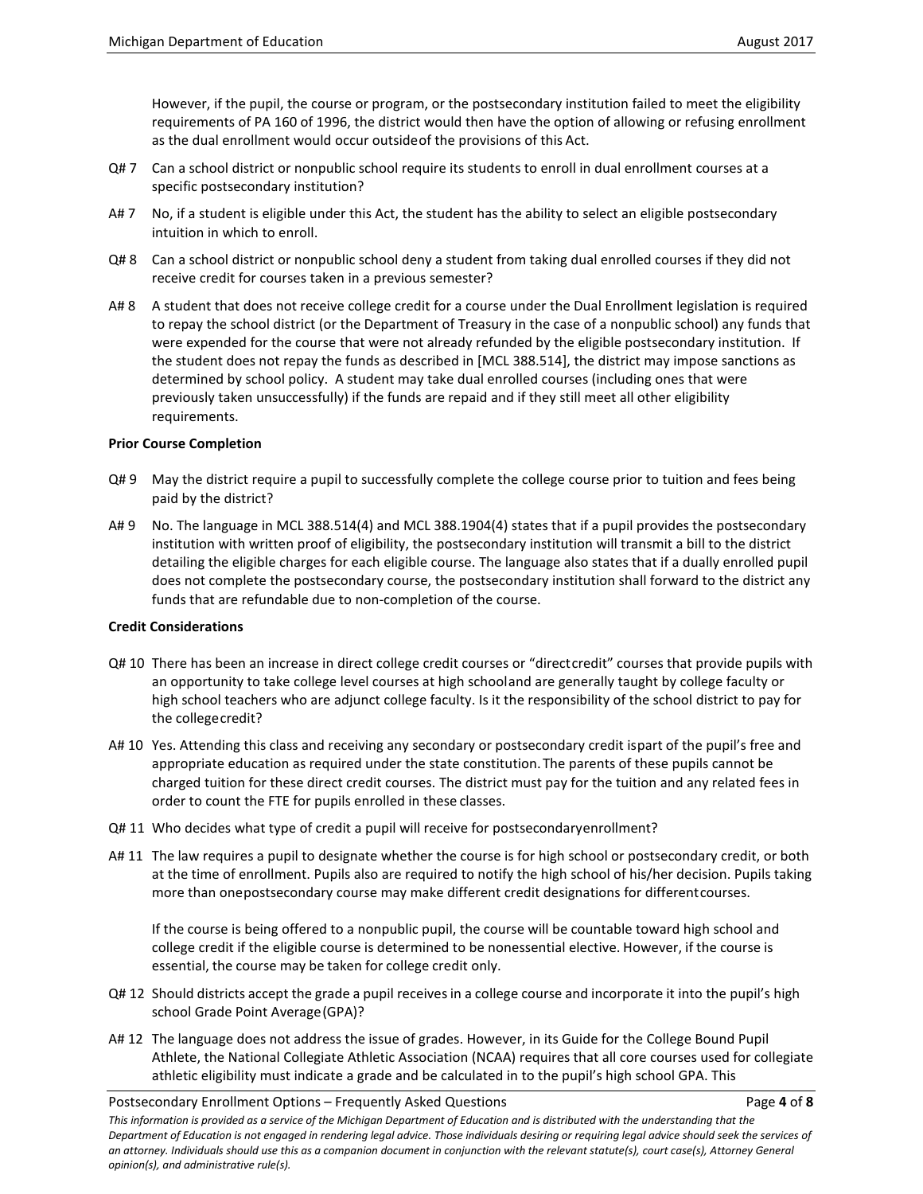However, if the pupil, the course or program, or the postsecondary institution failed to meet the eligibility requirements of PA 160 of 1996, the district would then have the option of allowing or refusing enrollment as the dual enrollment would occur outside of the provisions of this Act.

Q# 7 Can a school district or nonpublic school require its students to enroll in dual enrollment courses at a specific postsecondary institution?

A# 7 No, if a student is eligible under this Act, the student has the ability to select an eligible postsecondary intuition in which to enroll.

Q# 8 Can a school district or nonpublic school deny a student from taking dual enrolled courses if they did not receive credit for courses taken in a previous semester?

A# 8 A student that does not receive college credit for a course under the Dual Enrollment legislation is required to repay the school district (or the Department of Treasury in the case of a nonpublic school) any funds that were expended for the course that were not already refunded by the eligible postsecondary institution. If the student does not repay the funds as described in [MCL 388.514], the district may impose sanctions as determined by school policy. A student may take dual enrolled courses (including ones that were previously taken unsuccessfully) if the funds are repaid and if they still meet all other eligibility requirements.

**Prior Course Completion**

Q# 9 May the district require a pupil to successfully complete the college course prior to tuition and fees being paid by the district?

A# 9 No. The language in MCL 388.514(4) and MCL 388.1904(4) states that if a pupil provides the postsecondary institution with written proof of eligibility, the postsecondary institution will transmit a bill to the district detailing the eligible charges for each eligible course. The language also states that if a dually enrolled pupil does not complete the postsecondary course, the postsecondary institution shall forward to the district any funds that are refundable due to non-completion of the course.

**Credit Considerations**

Q# 10 There has been an increase in direct college credit courses or "direct credit" courses that provide pupils with an opportunity to take college level courses at high school and are generally taught by college faculty or high school teachers who are adjunct college faculty. Is it the responsibility of the school district to pay for the college credit?

A# 10 Yes. Attending this class and receiving any secondary or postsecondary credit is part of the pupil's free and appropriate education as required under the state constitution. The parents of these pupils cannot be charged tuition for these direct credit courses. The district must pay for the tuition and any related fees in order to count the FTE for pupils enrolled in these classes.

Q# 11 Who decides what type of credit a pupil will receive for postsecondary enrollment?

A# 11 The law requires a pupil to designate whether the course is for high school or postsecondary credit, or both at the time of enrollment. Pupils also are required to notify the high school of his/her decision. Pupils taking more than one postsecondary course may make different credit designations for different courses.

If the course is being offered to a nonpublic pupil, the course will be countable toward high school and college credit if the eligible course is determined to be nonessential elective. However, if the course is essential, the course may be taken for college credit only.

Q# 12 Should districts accept the grade a pupil receives in a college course and incorporate it into the pupil's high school Grade Point Average (GPA)?

A# 12 The language does not address the issue of grades. However, in its Guide for the College Bound Pupil Athlete, the National Collegiate Athletic Association (NCAA) requires that all core courses used for collegiate athletic eligibility must indicate a grade and be calculated in to the pupil's high school GPA. This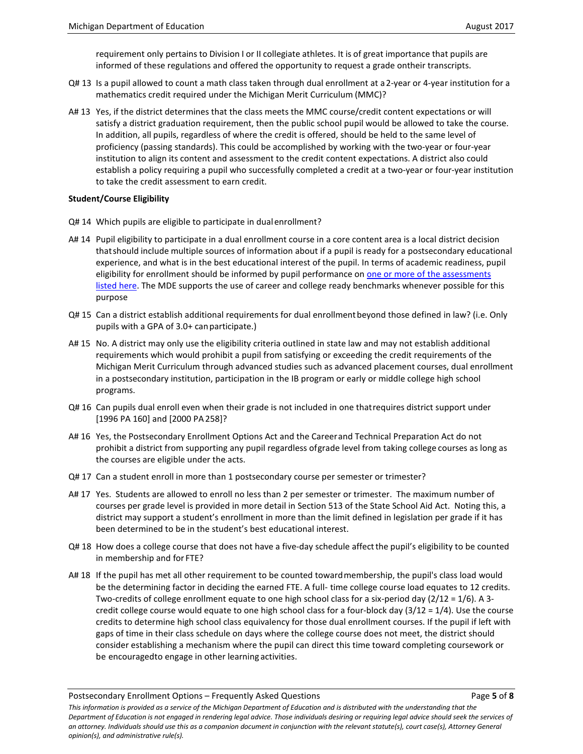requirement only pertains to Division I or II collegiate athletes. It is of great importance that pupils are informed of these regulations and offered the opportunity to request a grade ontheir transcripts.

Q# 13 Is a pupil allowed to count a math class taken through dual enrollment at a 2-year or 4-year institution for a mathematics credit required under the Michigan Merit Curriculum (MMC)?

A# 13 Yes, if the district determines that the class meets the MMC course/credit content expectations or will satisfy a district graduation requirement, then the public school pupil would be allowed to take the course. In addition, all pupils, regardless of where the credit is offered, should be held to the same level of proficiency (passing standards). This could be accomplished by working with the two-year or four-year institution to align its content and assessment to the credit content expectations. A district also could establish a policy requiring a pupil who successfully completed a credit at a two-year or four-year institution to take the credit assessment to earn credit.

**Student/Course Eligibility**

Q# 14 Which pupils are eligible to participate in dual enrollment?

A# 14 Pupil eligibility to participate in a dual enrollment course in a core content area is a local district decision thatshould include multiple sources of information about if a pupil is ready for a postsecondary educational experience, and what is in the best educational interest of the pupil. In terms of academic readiness, pupil eligibility for enrollment should be informed by pupil performance on one or more of the assessments listed here. The MDE supports the use of career and college ready benchmarks whenever possible for this purpose

Q# 15 Can a district establish additional requirements for dual enrollment beyond those defined in law? (i.e. Only pupils with a GPA of 3.0+ can participate.)

A# 15 No. A district may only use the eligibility criteria outlined in state law and may not establish additional requirements which would prohibit a pupil from satisfying or exceeding the credit requirements of the Michigan Merit Curriculum through advanced studies such as advanced placement courses, dual enrollment in a postsecondary institution, participation in the IB program or early or middle college high school programs.

Q# 16 Can pupils dual enroll even when their grade is not included in one thatrequires district support under [1996 PA 160] and [2000 PA 258]?

A# 16 Yes, the Postsecondary Enrollment Options Act and the Careerand Technical Preparation Act do not prohibit a district from supporting any pupil regardless ofgrade level from taking college courses as long as the courses are eligible under the acts.

Q# 17 Can a student enroll in more than 1 postsecondary course per semester or trimester?

A# 17 Yes. Students are allowed to enroll no less than 2 per semester or trimester. The maximum number of courses per grade level is provided in more detail in Section 513 of the State School Aid Act. Noting this, a district may support a student's enrollment in more than the limit defined in legislation per grade if it has been determined to be in the student's best educational interest.

Q# 18 How does a college course that does not have a five-day schedule affect the pupil's eligibility to be counted in membership and for FTE?

A# 18 If the pupil has met all other requirement to be counted toward membership, the pupil's class load would be the determining factor in deciding the earned FTE. A full- time college course load equates to 12 credits. Two-credits of college enrollment equate to one high school class for a six-period day ($2/12 = 1/6$). A 3-credit college course would equate to one high school class for a four-block day ($3/12 = 1/4$). Use the course credits to determine high school class equivalency for those dual enrollment courses. If the pupil if left with gaps of time in their class schedule on days where the college course does not meet, the district should consider establishing a mechanism where the pupil can direct this time toward completing coursework or be encouragedto engage in other learning activities.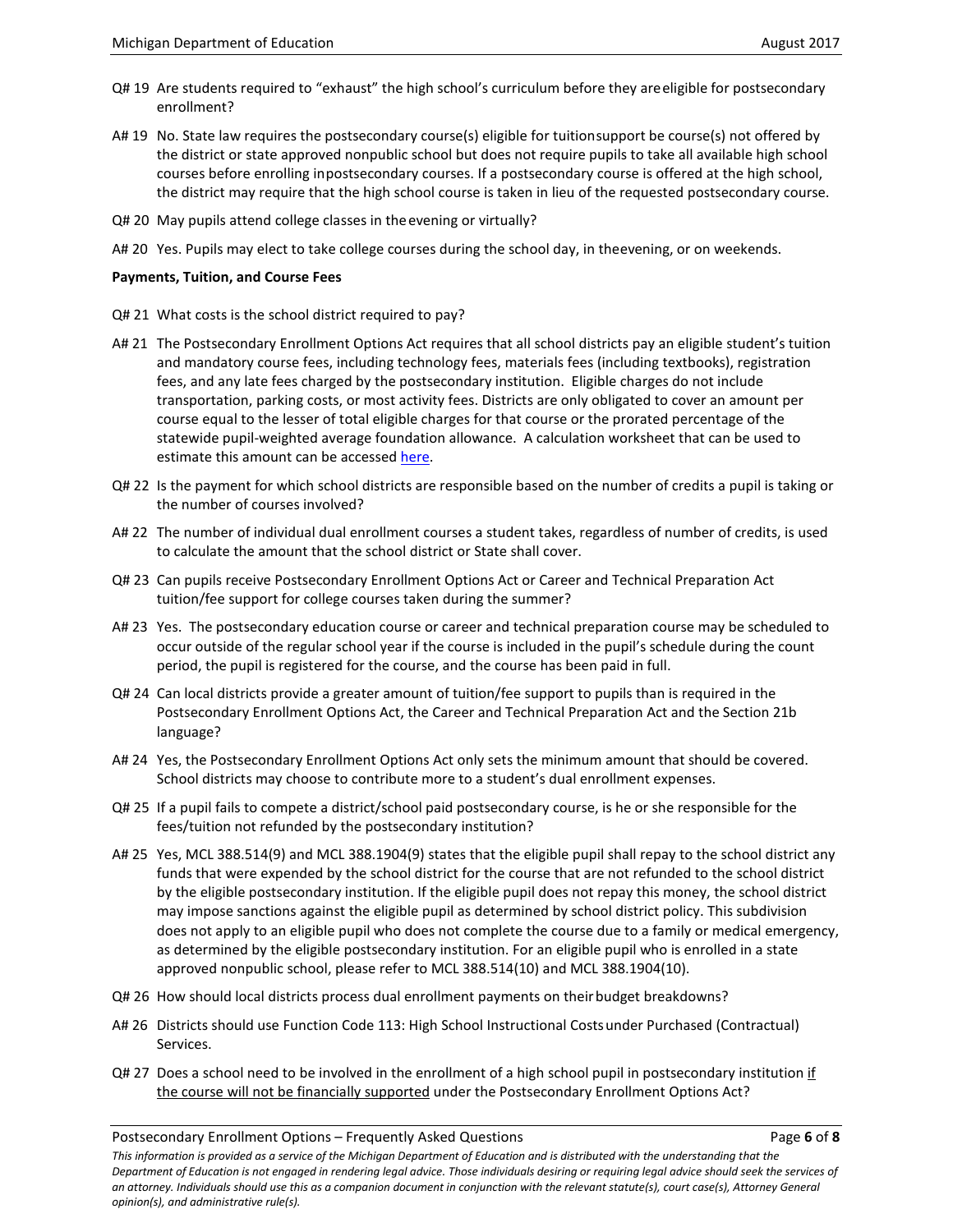Q# 19 Are students required to "exhaust" the high school's curriculum before they are eligible for postsecondary enrollment?

A# 19 No. State law requires the postsecondary course(s) eligible for tuition support be course(s) not offered by the district or state approved nonpublic school but does not require pupils to take all available high school courses before enrolling in postsecondary courses. If a postsecondary course is offered at the high school, the district may require that the high school course is taken in lieu of the requested postsecondary course.

Q# 20 May pupils attend college classes in the evening or virtually?

A# 20 Yes. Pupils may elect to take college courses during the school day, in the evening, or on weekends.

**Payments, Tuition, and Course Fees**

Q# 21 What costs is the school district required to pay?

A# 21 The Postsecondary Enrollment Options Act requires that all school districts pay an eligible student's tuition and mandatory course fees, including technology fees, materials fees (including textbooks), registration fees, and any late fees charged by the postsecondary institution. Eligible charges do not include transportation, parking costs, or most activity fees. Districts are only obligated to cover an amount per course equal to the lesser of total eligible charges for that course or the prorated percentage of the statewide pupil-weighted average foundation allowance. A calculation worksheet that can be used to estimate this amount can be accessed here.

Q# 22 Is the payment for which school districts are responsible based on the number of credits a pupil is taking or the number of courses involved?

A# 22 The number of individual dual enrollment courses a student takes, regardless of number of credits, is used to calculate the amount that the school district or State shall cover.

Q# 23 Can pupils receive Postsecondary Enrollment Options Act or Career and Technical Preparation Act tuition/fee support for college courses taken during the summer?

A# 23 Yes. The postsecondary education course or career and technical preparation course may be scheduled to occur outside of the regular school year if the course is included in the pupil's schedule during the count period, the pupil is registered for the course, and the course has been paid in full.

Q# 24 Can local districts provide a greater amount of tuition/fee support to pupils than is required in the Postsecondary Enrollment Options Act, the Career and Technical Preparation Act and the Section 21b language?

A# 24 Yes, the Postsecondary Enrollment Options Act only sets the minimum amount that should be covered. School districts may choose to contribute more to a student's dual enrollment expenses.

Q# 25 If a pupil fails to compete a district/school paid postsecondary course, is he or she responsible for the fees/tuition not refunded by the postsecondary institution?

A# 25 Yes, MCL 388.514(9) and MCL 388.1904(9) states that the eligible pupil shall repay to the school district any funds that were expended by the school district for the course that are not refunded to the school district by the eligible postsecondary institution. If the eligible pupil does not repay this money, the school district may impose sanctions against the eligible pupil as determined by school district policy. This subdivision does not apply to an eligible pupil who does not complete the course due to a family or medical emergency, as determined by the eligible postsecondary institution. For an eligible pupil who is enrolled in a state approved nonpublic school, please refer to MCL 388.514(10) and MCL 388.1904(10).

Q# 26 How should local districts process dual enrollment payments on their budget breakdowns?

A# 26 Districts should use Function Code 113: High School Instructional Costs under Purchased (Contractual) Services.

Q# 27 Does a school need to be involved in the enrollment of a high school pupil in postsecondary institution <u>if the course will not be financially supported</u> under the Postsecondary Enrollment Options Act?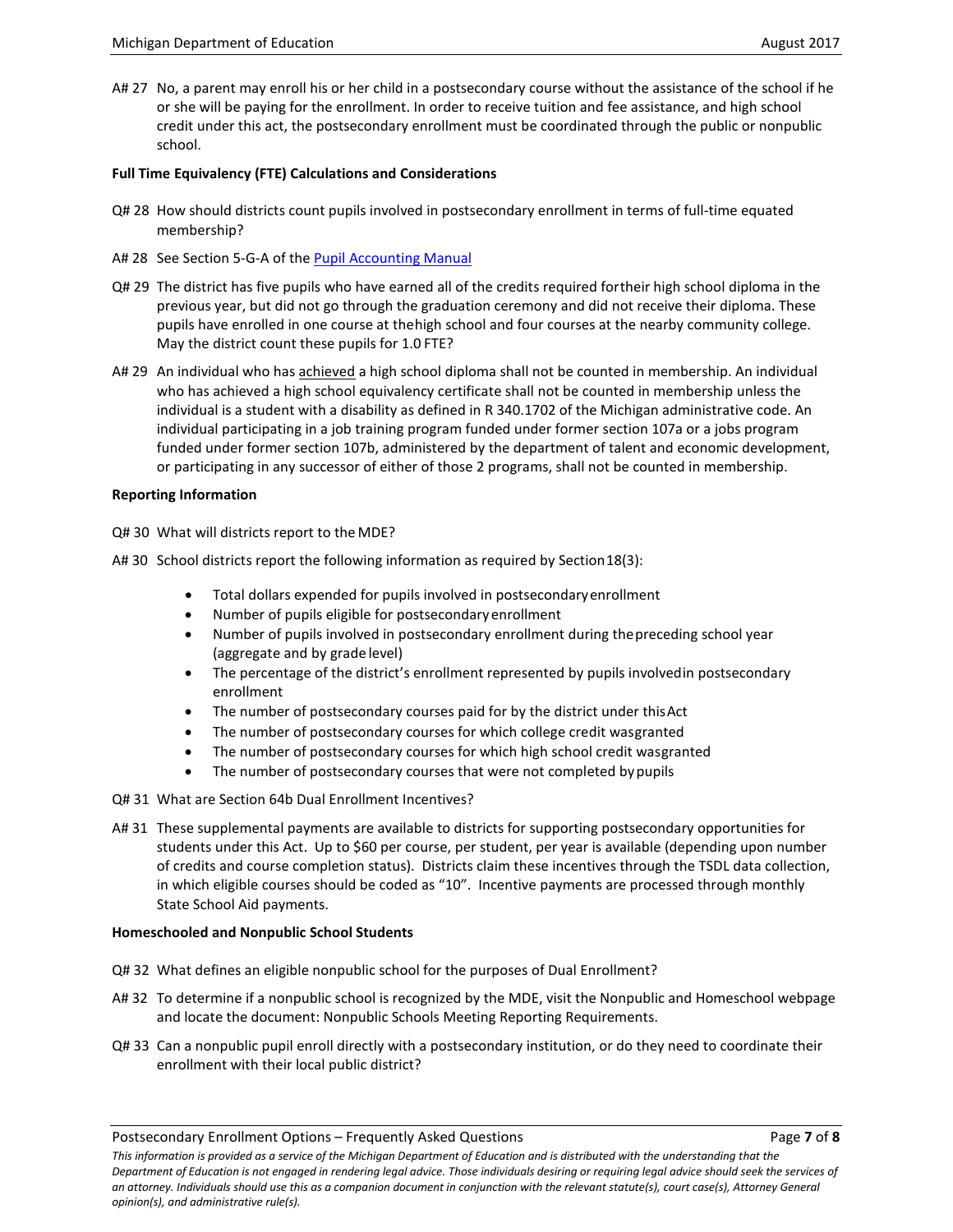A# 27 No, a parent may enroll his or her child in a postsecondary course without the assistance of the school if he or she will be paying for the enrollment. In order to receive tuition and fee assistance, and high school credit under this act, the postsecondary enrollment must be coordinated through the public or nonpublic school.

**Full Time Equivalency (FTE) Calculations and Considerations**

Q# 28 How should districts count pupils involved in postsecondary enrollment in terms of full-time equated membership?

A# 28 See Section 5-G-A of the [Pupil Accounting Manual]

Q# 29 The district has five pupils who have earned all of the credits required fortheir high school diploma in the previous year, but did not go through the graduation ceremony and did not receive their diploma. These pupils have enrolled in one course at thehigh school and four courses at the nearby community college. May the district count these pupils for 1.0 FTE?

A# 29 An individual who has <u>achieved</u> a high school diploma shall not be counted in membership. An individual who has achieved a high school equivalency certificate shall not be counted in membership unless the individual is a student with a disability as defined in R 340.1702 of the Michigan administrative code. An individual participating in a job training program funded under former section 107a or a jobs program funded under former section 107b, administered by the department of talent and economic development, or participating in any successor of either of those 2 programs, shall not be counted in membership.

**Reporting Information**

Q# 30 What will districts report to the MDE?

A# 30 School districts report the following information as required by Section18(3):

- Total dollars expended for pupils involved in postsecondaryenrollment
- Number of pupils eligible for postsecondaryenrollment
- Number of pupils involved in postsecondary enrollment during thepreceding school year (aggregate and by grade level)
- The percentage of the district's enrollment represented by pupils involvedin postsecondary enrollment
- The number of postsecondary courses paid for by the district under thisAct
- The number of postsecondary courses for which college credit wasgranted
- The number of postsecondary courses for which high school credit wasgranted
- The number of postsecondary courses that were not completed bypupils

Q# 31 What are Section 64b Dual Enrollment Incentives?

A# 31 These supplemental payments are available to districts for supporting postsecondary opportunities for students under this Act. Up to $60 per course, per student, per year is available (depending upon number of credits and course completion status). Districts claim these incentives through the TSDL data collection, in which eligible courses should be coded as "10". Incentive payments are processed through monthly State School Aid payments.

**Homeschooled and Nonpublic School Students**

Q# 32 What defines an eligible nonpublic school for the purposes of Dual Enrollment?

A# 32 To determine if a nonpublic school is recognized by the MDE, visit the Nonpublic and Homeschool webpage and locate the document: Nonpublic Schools Meeting Reporting Requirements.

Q# 33 Can a nonpublic pupil enroll directly with a postsecondary institution, or do they need to coordinate their enrollment with their local public district?

*This information is provided as a service of the Michigan Department of Education and is distributed with the understanding that the Department of Education is not engaged in rendering legal advice. Those individuals desiring or requiring legal advice should seek the services of an attorney. Individuals should use this as a companion document in conjunction with the relevant statute(s), court case(s), Attorney General opinion(s), and administrative rule(s).*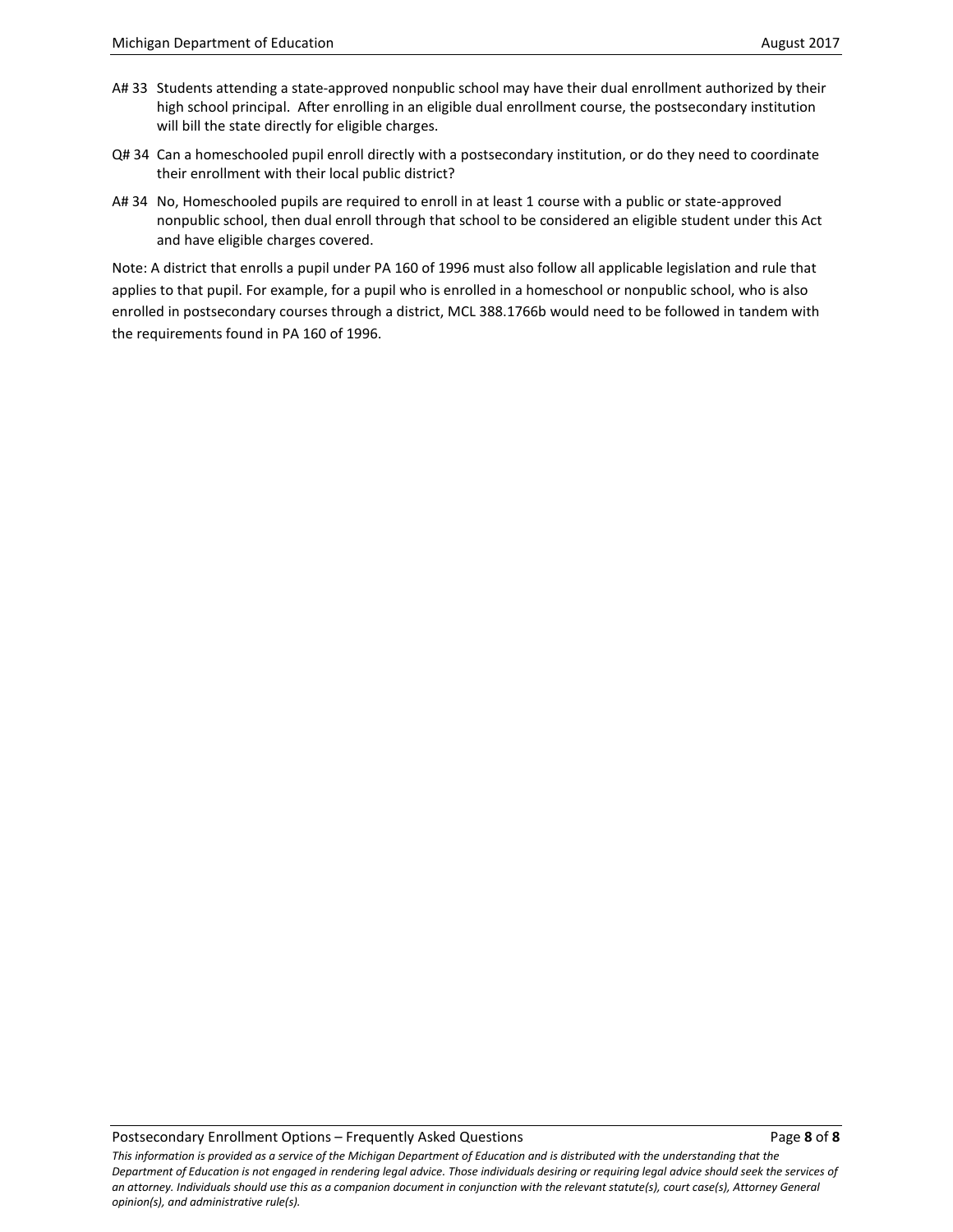A# 33 Students attending a state-approved nonpublic school may have their dual enrollment authorized by their high school principal. After enrolling in an eligible dual enrollment course, the postsecondary institution will bill the state directly for eligible charges.

Q# 34 Can a homeschooled pupil enroll directly with a postsecondary institution, or do they need to coordinate their enrollment with their local public district?

A# 34 No, Homeschooled pupils are required to enroll in at least 1 course with a public or state-approved nonpublic school, then dual enroll through that school to be considered an eligible student under this Act and have eligible charges covered.

Note: A district that enrolls a pupil under PA 160 of 1996 must also follow all applicable legislation and rule that applies to that pupil. For example, for a pupil who is enrolled in a homeschool or nonpublic school, who is also enrolled in postsecondary courses through a district, MCL 388.1766b would need to be followed in tandem with the requirements found in PA 160 of 1996.

*This information is provided as a service of the Michigan Department of Education and is distributed with the understanding that the Department of Education is not engaged in rendering legal advice. Those individuals desiring or requiring legal advice should seek the services of an attorney. Individuals should use this as a companion document in conjunction with the relevant statute(s), court case(s), Attorney General opinion(s), and administrative rule(s).*